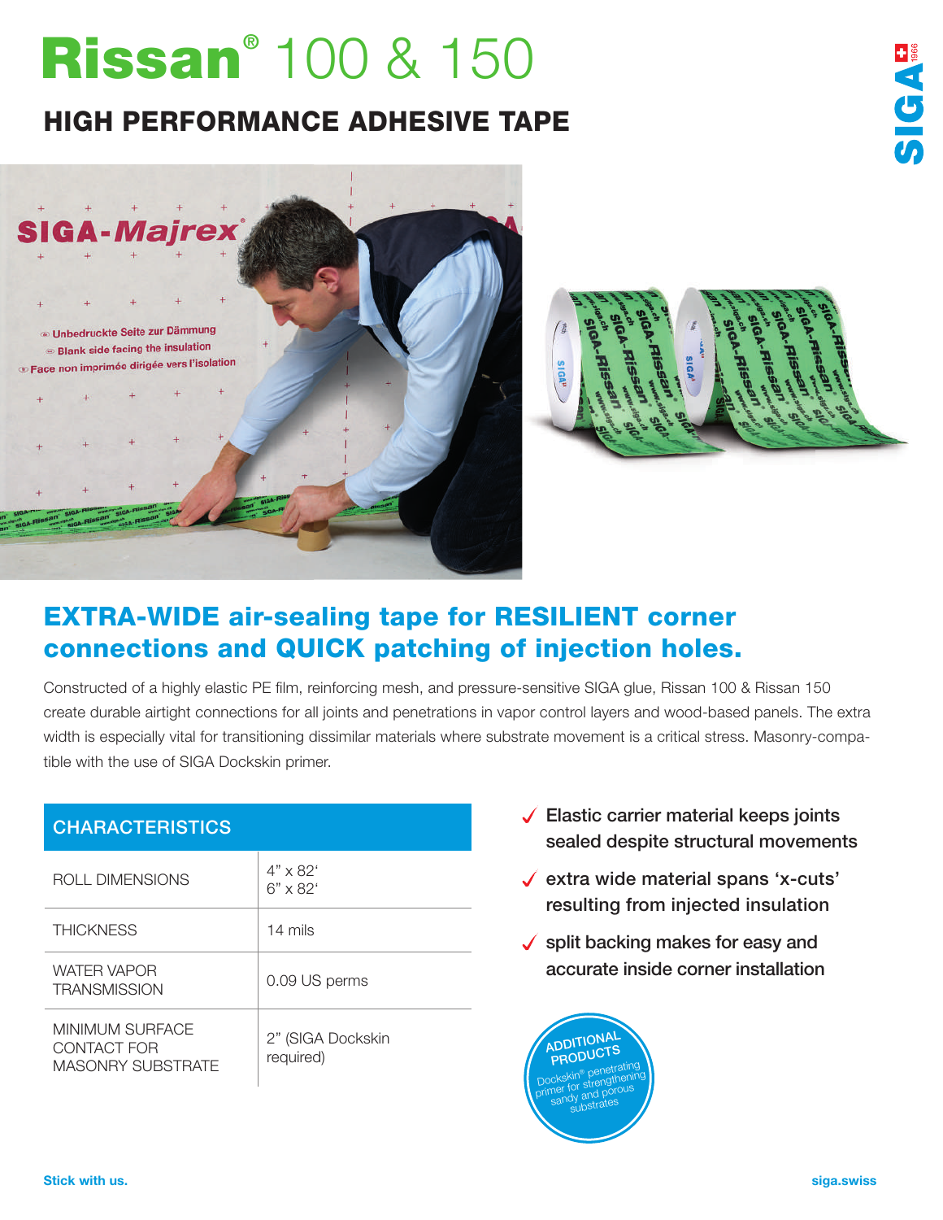# Rissan® 100 & 150

## HIGH PERFORMANCE ADHESIVE TAPE

## EXTRA-WIDE air-sealing tape for RESILIENT corner connections and QUICK patching of injection holes.

Constructed of a highly elastic PE film, reinforcing mesh, and pressure-sensitive SIGA glue, Rissan 100 & Rissan 150 create durable airtight connections for all joints and penetrations in vapor control layers and wood-based panels. The extra width is especially vital for transitioning dissimilar materials where substrate movement is a critical stress. Masonry-compatible with the use of SIGA Dockskin primer.

| CHARACTERISTICS | |
|---|---|
| ROLL DIMENSIONS | 4" x 82'<br>6" x 82' |
| THICKNESS | 14 mils |
| WATER VAPOR TRANSMISSION | 0.09 US perms |
| MINIMUM SURFACE CONTACT FOR MASONRY SUBSTRATE | 2" (SIGA Dockskin required) |

- ✓ Elastic carrier material keeps joints sealed despite structural movements
- ✓ extra wide material spans 'x-cuts' resulting from injected insulation
- ✓ split backing makes for easy and accurate inside corner installation

**ADDITIONAL PRODUCTS**
Dockskin® penetrating primer for strengthening sandy and porous substrates

Stick with us.

siga.swiss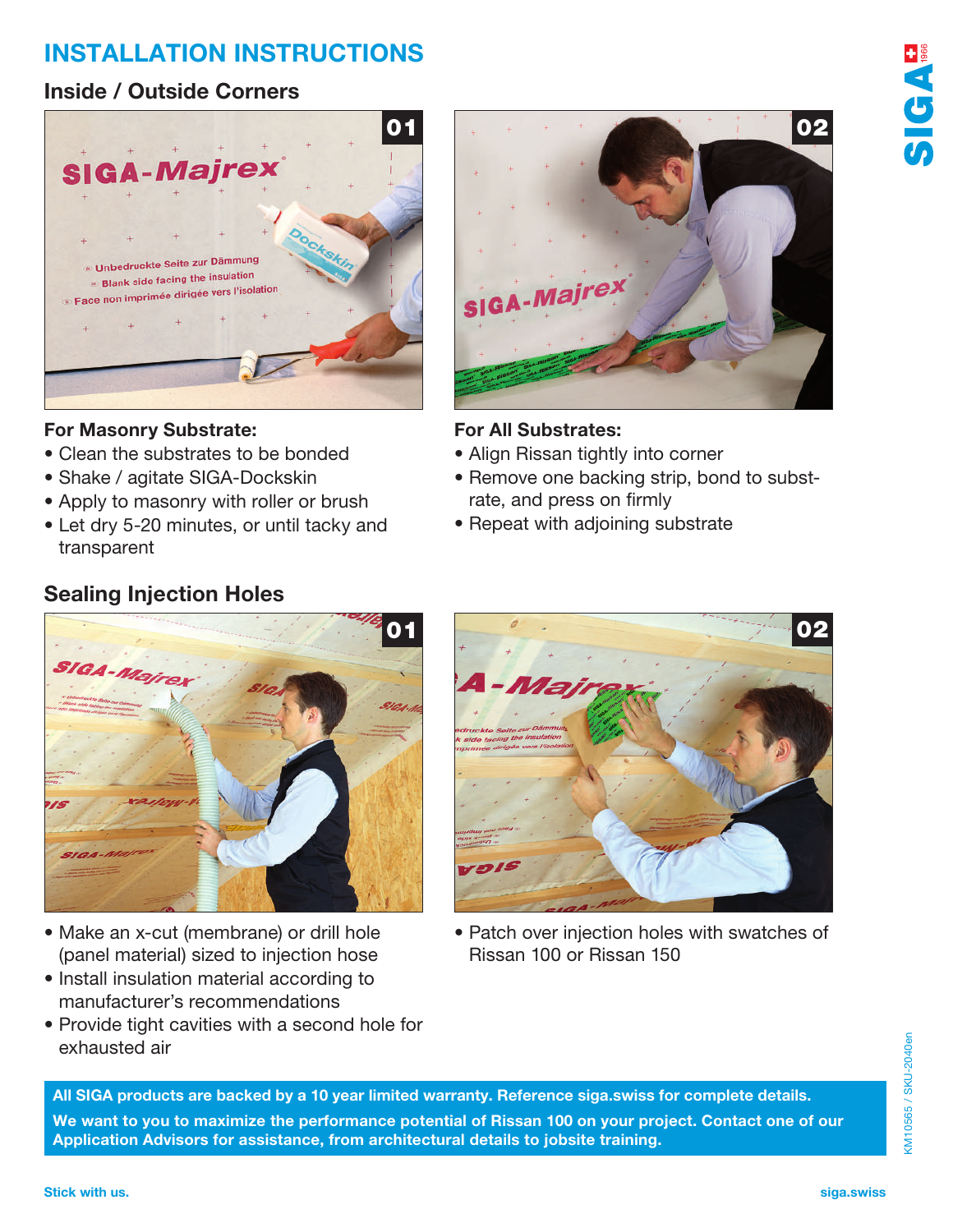# INSTALLATION INSTRUCTIONS

## Inside / Outside Corners

**For Masonry Substrate:**

- Clean the substrates to be bonded
- Shake / agitate SIGA-Dockskin
- Apply to masonry with roller or brush
- Let dry 5-20 minutes, or until tacky and transparent

**For All Substrates:**

- Align Rissan tightly into corner
- Remove one backing strip, bond to substrate, and press on firmly
- Repeat with adjoining substrate

## Sealing Injection Holes

- Make an x-cut (membrane) or drill hole (panel material) sized to injection hose
- Install insulation material according to manufacturer's recommendations
- Provide tight cavities with a second hole for exhausted air

- Patch over injection holes with swatches of Rissan 100 or Rissan 150

**All SIGA products are backed by a 10 year limited warranty. Reference siga.swiss for complete details.**

**We want to you to maximize the performance potential of Rissan 100 on your project. Contact one of our Application Advisors for assistance, from architectural details to jobsite training.**

KM10565 / SKU-2040en

Stick with us.

siga.swiss